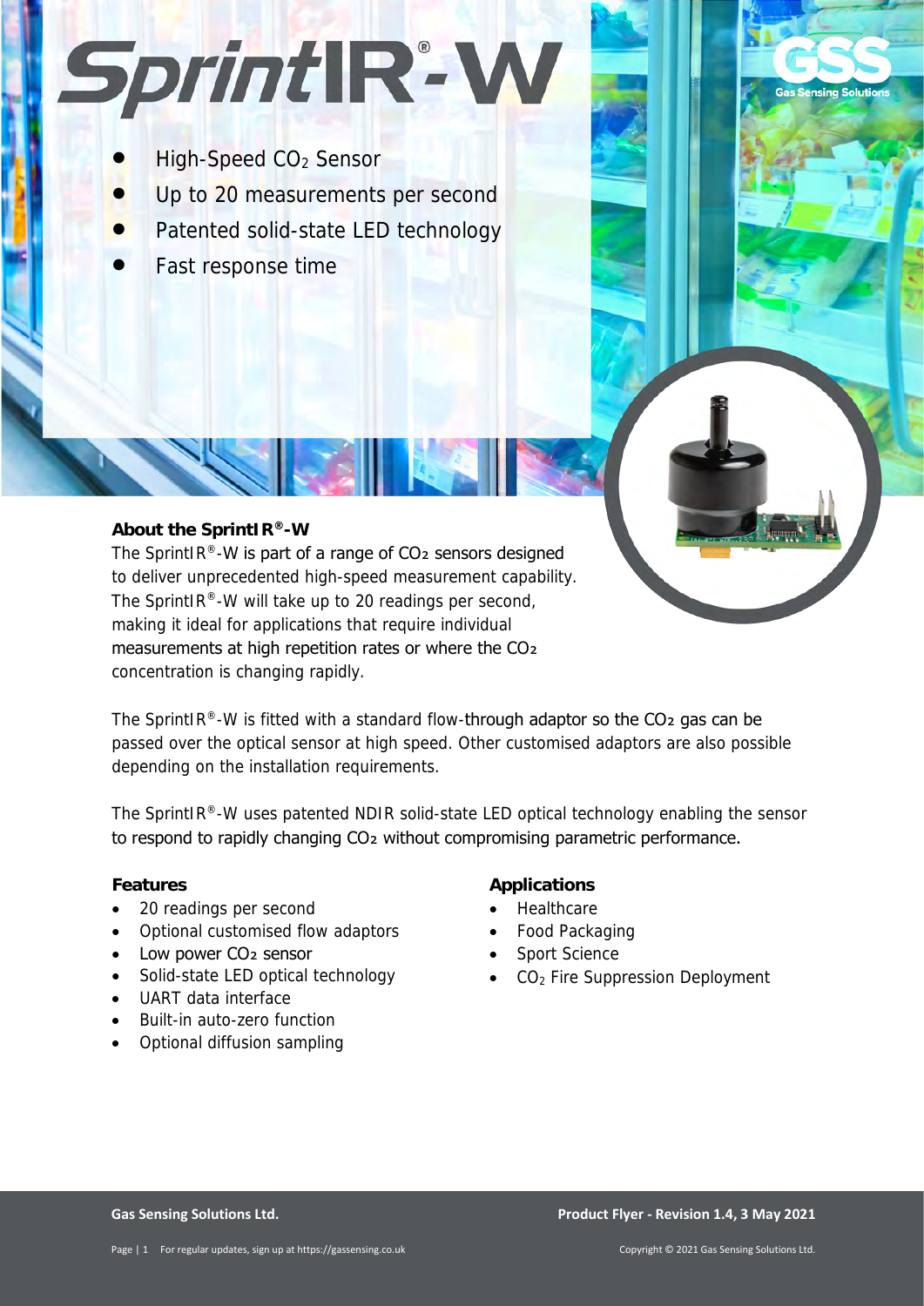# SprintIR®-W

- High-Speed $CO_2$ Sensor
- Up to 20 measurements per second
- Patented solid-state LED technology
- Fast response time

GSS Gas Sensing Solutions

### About the SprintIR®-W

The SprintIR®-W is part of a range of $CO_2$ sensors designed to deliver unprecedented high-speed measurement capability. The SprintIR®-W will take up to 20 readings per second, making it ideal for applications that require individual measurements at high repetition rates or where the $CO_2$ concentration is changing rapidly.

The SprintIR®-W is fitted with a standard flow-through adaptor so the $CO_2$ gas can be passed over the optical sensor at high speed. Other customised adaptors are also possible depending on the installation requirements.

The SprintIR®-W uses patented NDIR solid-state LED optical technology enabling the sensor to respond to rapidly changing $CO_2$ without compromising parametric performance.

### Features

- 20 readings per second
- Optional customised flow adaptors
- Low power $CO_2$ sensor
- Solid-state LED optical technology
- UART data interface
- Built-in auto-zero function
- Optional diffusion sampling

### Applications

- Healthcare
- Food Packaging
- Sport Science
- $CO_2$ Fire Suppression Deployment

**Gas Sensing Solutions Ltd.**

**Product Flyer - Revision 1.4, 3 May 2021**

For regular updates, sign up at https://gassensing.co.uk

Copyright © 2021 Gas Sensing Solutions Ltd.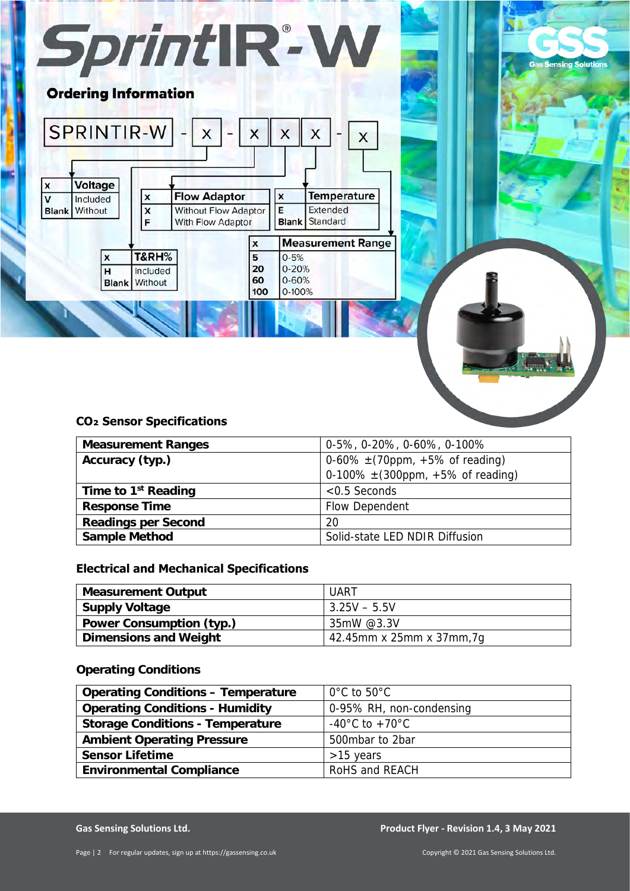# SprintIR®-W

## Ordering Information

SPRINTIR-W - x - x x x - x

| x | Voltage |
|---|---|
| V | Included |
| Blank | Without |

| x | T&RH% |
|---|---|
| H | Included |
| Blank | Without |

| x | Flow Adaptor |
|---|---|
| X | Without Flow Adaptor |
| F | With Flow Adaptor |

| x | Temperature |
|---|---|
| E | Extended |
| Blank | Standard |

| x | Measurement Range |
|---|---|
| 5 | 0-5% |
| 20 | 0-20% |
| 60 | 0-60% |
| 100 | 0-100% |

### $CO_2$ Sensor Specifications

| | |
|---|---|
| **Measurement Ranges** | 0-5%, 0-20%, 0-60%, 0-100% |
| **Accuracy (typ.)** | 0-60% ±(70ppm, +5% of reading)<br>0-100% ±(300ppm, +5% of reading) |
| **Time to 1st Reading** | <0.5 Seconds |
| **Response Time** | Flow Dependent |
| **Readings per Second** | 20 |
| **Sample Method** | Solid-state LED NDIR Diffusion |

### Electrical and Mechanical Specifications

| | |
|---|---|
| **Measurement Output** | UART |
| **Supply Voltage** | 3.25V – 5.5V |
| **Power Consumption (typ.)** | 35mW @3.3V |
| **Dimensions and Weight** | 42.45mm x 25mm x 37mm,7g |

### Operating Conditions

| | |
|---|---|
| **Operating Conditions – Temperature** | 0°C to 50°C |
| **Operating Conditions - Humidity** | 0-95% RH, non-condensing |
| **Storage Conditions - Temperature** | -40°C to +70°C |
| **Ambient Operating Pressure** | 500mbar to 2bar |
| **Sensor Lifetime** | >15 years |
| **Environmental Compliance** | RoHS and REACH |

Gas Sensing Solutions Ltd. | Product Flyer - Revision 1.4, 3 May 2021

For regular updates, sign up at https://gassensing.co.uk

Copyright © 2021 Gas Sensing Solutions Ltd.